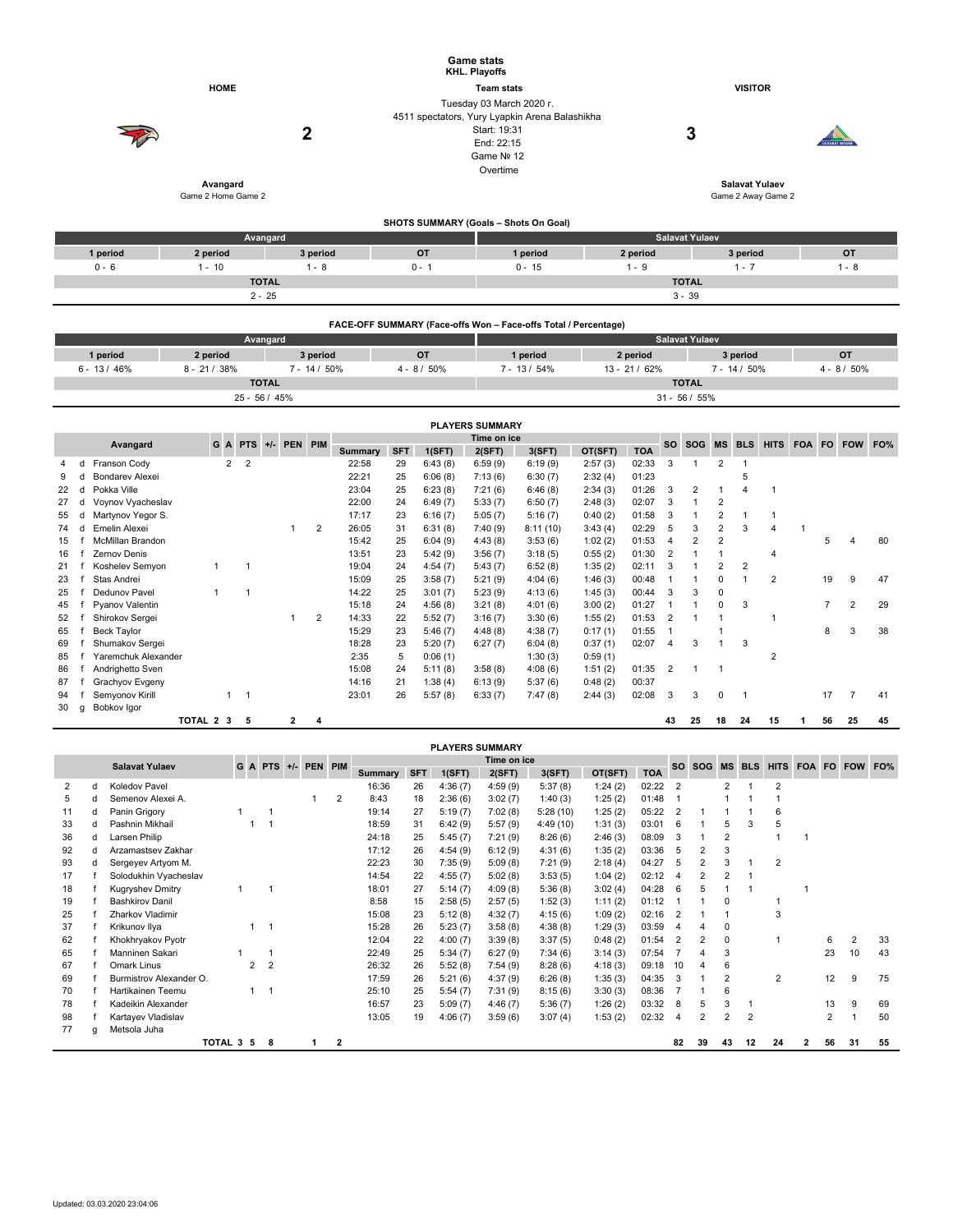# Game stats
**KHL. Playoffs**

| HOME | | Team stats | | VISITOR |
|---|---|---|---|---|
| | 2 | Tuesday 03 March 2020 г.<br>4511 spectators, Yury Lyapkin Arena Balashikha<br>Start: 19:31<br>End: 22:15<br>Game № 12<br>Overtime | 3 | |
| **Avangard**<br>Game 2 Home Game 2 | | | | **Salavat Yulaev**<br>Game 2 Away Game 2 |

## SHOTS SUMMARY (Goals – Shots On Goal)

| Avangard | | | | Salavat Yulaev | | | |
|---|---|---|---|---|---|---|---|
| 1 period | 2 period | 3 period | OT | 1 period | 2 period | 3 period | OT |
| 0 - 6 | 1 - 10 | 1 - 8 | 0 - 1 | 0 - 15 | 1 - 9 | 1 - 7 | 1 - 8 |
| TOTAL | | | | TOTAL | | | |
| 2 - 25 | | | | 3 - 39 | | | |

## FACE-OFF SUMMARY (Face-offs Won – Face-offs Total / Percentage)

| Avangard | | | | Salavat Yulaev | | | |
|---|---|---|---|---|---|---|---|
| 1 period | 2 period | 3 period | OT | 1 period | 2 period | 3 period | OT |
| 6 - 13 / 46% | 8 - 21 / 38% | 7 - 14 / 50% | 4 - 8 / 50% | 7 - 13 / 54% | 13 - 21 / 62% | 7 - 14 / 50% | 4 - 8 / 50% |
| TOTAL | | | | TOTAL | | | |
| 25 - 56 / 45% | | | | 31 - 56 / 55% | | | |

## PLAYERS SUMMARY

| | | Avangard | G | A | PTS | +/- | PEN | PIM | Time on ice Summary | SFT | 1(SFT) | 2(SFT) | 3(SFT) | OT(SFT) | TOA | SO | SOG | MS | BLS | HITS | FOA | FO | FOW | FO% |
|---|---|---|---|---|---|---|---|---|---|---|---|---|---|---|---|---|---|---|---|---|---|---|---|---|
| 4 | d | Franson Cody | | 2 | 2 | | | | 22:58 | 29 | 6:43 (8) | 6:59 (9) | 6:19 (9) | 2:57 (3) | 02:33 | 3 | 1 | 2 | 1 | | | | | |
| 9 | d | Bondarev Alexei | | | | | | | 22:21 | 25 | 6:06 (8) | 7:13 (6) | 6:30 (7) | 2:32 (4) | 01:23 | | | | 5 | | | | | |
| 22 | d | Pokka Ville | | | | | | | 23:04 | 25 | 6:23 (8) | 7:21 (6) | 6:46 (8) | 2:34 (3) | 01:26 | 3 | 2 | 1 | 4 | 1 | | | | |
| 27 | d | Voynov Vyacheslav | | | | | | | 22:00 | 24 | 6:49 (7) | 5:33 (7) | 6:50 (7) | 2:48 (3) | 02:07 | 3 | 1 | 2 | | | | | | |
| 55 | d | Martynov Yegor S. | | | | | | | 17:17 | 23 | 6:16 (7) | 5:05 (7) | 5:16 (7) | 0:40 (2) | 01:58 | 3 | 1 | 2 | 1 | 1 | | | | |
| 74 | d | Emelin Alexei | | | | | 1 | 2 | 26:05 | 31 | 6:31 (8) | 7:40 (9) | 8:11 (10) | 3:43 (4) | 02:29 | 5 | 3 | 2 | 3 | 4 | 1 | | | |
| 15 | f | McMillan Brandon | | | | | | | 15:42 | 25 | 6:04 (9) | 4:43 (8) | 3:53 (6) | 1:02 (2) | 01:53 | 4 | 2 | 2 | | | | 5 | 4 | 80 |
| 16 | f | Zernov Denis | | | | | | | 13:51 | 23 | 5:42 (9) | 3:56 (7) | 3:18 (5) | 0:55 (2) | 01:30 | 2 | 1 | 1 | | 4 | | | | |
| 21 | f | Koshelev Semyon | 1 | | 1 | | | | 19:04 | 24 | 4:54 (7) | 5:43 (7) | 6:52 (8) | 1:35 (2) | 02:11 | 3 | 1 | 2 | 2 | | | | | |
| 23 | f | Stas Andrei | | | | | | | 15:09 | 25 | 3:58 (7) | 5:21 (9) | 4:04 (6) | 1:46 (3) | 00:48 | 1 | 1 | 0 | 1 | 2 | | 19 | 9 | 47 |
| 25 | f | Dedunov Pavel | 1 | | 1 | | | | 14:22 | 25 | 3:01 (7) | 5:23 (9) | 4:13 (6) | 1:45 (3) | 00:44 | 3 | 3 | 0 | | | | | | |
| 45 | f | Pyanov Valentin | | | | | | | 15:18 | 24 | 4:56 (8) | 3:21 (8) | 4:01 (6) | 3:00 (2) | 01:27 | 1 | 1 | 0 | 3 | | | 7 | 2 | 29 |
| 52 | f | Shirokov Sergei | | | | | 1 | 2 | 14:33 | 22 | 5:52 (7) | 3:16 (7) | 3:30 (6) | 1:55 (2) | 01:53 | 2 | 1 | 1 | | 1 | | | | |
| 65 | f | Beck Taylor | | | | | | | 15:29 | 23 | 5:46 (7) | 4:48 (8) | 4:38 (7) | 0:17 (1) | 01:55 | 1 | | 1 | | | | 8 | 3 | 38 |
| 69 | f | Shumakov Sergei | | | | | | | 18:28 | 23 | 5:20 (7) | 6:27 (7) | 6:04 (8) | 0:37 (1) | 02:07 | 4 | 3 | 1 | 3 | | | | | |
| 85 | f | Yaremchuk Alexander | | | | | | | 2:35 | 5 | 0:06 (1) | | 1:30 (3) | 0:59 (1) | | | | | | 2 | | | | |
| 86 | f | Andrighetto Sven | | | | | | | 15:08 | 24 | 5:11 (8) | 3:58 (8) | 4:08 (6) | 1:51 (2) | 01:35 | 2 | 1 | 1 | | | | | | |
| 87 | f | Grachyov Evgeny | | | | | | | 14:16 | 21 | 1:38 (4) | 6:13 (9) | 5:37 (6) | 0:48 (2) | 00:37 | | | | | | | | | |
| 94 | f | Semyonov Kirill | | 1 | 1 | | | | 23:01 | 26 | 5:57 (8) | 6:33 (7) | 7:47 (8) | 2:44 (3) | 02:08 | 3 | 3 | 0 | 1 | | | 17 | 7 | 41 |
| 30 | g | Bobkov Igor | | | | | | | | | | | | | | | | | | | | | | |
| | | TOTAL | 2 | 3 | 5 | | 2 | 4 | | | | | | | | 43 | 25 | 18 | 24 | 15 | 1 | 56 | 25 | 45 |

## PLAYERS SUMMARY

| | | Salavat Yulaev | G | A | PTS | +/- | PEN | PIM | Time on ice Summary | SFT | 1(SFT) | 2(SFT) | 3(SFT) | OT(SFT) | TOA | SO | SOG | MS | BLS | HITS | FOA | FO | FOW | FO% |
|---|---|---|---|---|---|---|---|---|---|---|---|---|---|---|---|---|---|---|---|---|---|---|---|---|
| 2 | d | Koledov Pavel | | | | | | | 16:36 | 26 | 4:36 (7) | 4:59 (9) | 5:37 (8) | 1:24 (2) | 02:22 | 2 | | 2 | 1 | 2 | | | | |
| 5 | d | Semenov Alexei A. | | | | | 1 | 2 | 8:43 | 18 | 2:36 (6) | 3:02 (7) | 1:40 (3) | 1:25 (2) | 01:48 | 1 | | 1 | 1 | 1 | | | | |
| 11 | d | Panin Grigory | 1 | | 1 | | | | 19:14 | 27 | 5:19 (7) | 7:02 (8) | 5:28 (10) | 1:25 (2) | 05:22 | 2 | 1 | 1 | 1 | 6 | | | | |
| 33 | d | Pashnin Mikhail | | 1 | 1 | | | | 18:59 | 31 | 6:42 (9) | 5:57 (9) | 4:49 (10) | 1:31 (3) | 03:01 | 6 | 1 | 5 | 3 | 5 | | | | |
| 36 | d | Larsen Philip | | | | | | | 24:18 | 25 | 5:45 (7) | 7:21 (9) | 8:26 (6) | 2:46 (3) | 08:09 | 3 | 1 | 2 | | 1 | 1 | | | |
| 92 | d | Arzamastsev Zakhar | | | | | | | 17:12 | 26 | 4:54 (9) | 6:12 (9) | 4:31 (6) | 1:35 (2) | 03:36 | 5 | 2 | 3 | | | | | | |
| 93 | d | Sergeyev Artyom M. | | | | | | | 22:23 | 30 | 7:35 (9) | 5:09 (8) | 7:21 (9) | 2:18 (4) | 04:27 | 5 | 2 | 3 | 1 | 2 | | | | |
| 17 | f | Solodukhin Vyacheslav | | | | | | | 14:54 | 22 | 4:55 (7) | 5:02 (8) | 3:53 (5) | 1:04 (2) | 02:12 | 4 | 2 | 2 | 1 | | | | | |
| 18 | f | Kugryshev Dmitry | 1 | | 1 | | | | 18:01 | 27 | 5:14 (7) | 4:09 (8) | 5:36 (8) | 3:02 (4) | 04:28 | 6 | 5 | 1 | 1 | | 1 | | | |
| 19 | f | Bashkirov Danil | | | | | | | 8:58 | 15 | 2:58 (5) | 2:57 (5) | 1:52 (3) | 1:11 (2) | 01:12 | 1 | 1 | 0 | | 1 | | | | |
| 25 | f | Zharkov Vladimir | | | | | | | 15:08 | 23 | 5:12 (8) | 4:32 (7) | 4:15 (6) | 1:09 (2) | 02:16 | 2 | 1 | 1 | | 3 | | | | |
| 37 | f | Krikunov Ilya | | 1 | 1 | | | | 15:28 | 26 | 5:23 (7) | 3:58 (8) | 4:38 (8) | 1:29 (3) | 03:59 | 4 | 4 | 0 | | | | | | |
| 62 | f | Khokhryakov Pyotr | | | | | | | 12:04 | 22 | 4:00 (7) | 3:39 (8) | 3:37 (5) | 0:48 (2) | 01:54 | 2 | 2 | 0 | | 1 | | 6 | 2 | 33 |
| 65 | f | Manninen Sakari | 1 | | 1 | | | | 22:49 | 25 | 5:34 (7) | 6:27 (9) | 7:34 (6) | 3:14 (3) | 07:54 | 7 | 4 | 3 | | | | 23 | 10 | 43 |
| 67 | f | Omark Linus | | 2 | 2 | | | | 26:32 | 26 | 5:52 (8) | 7:54 (9) | 8:28 (6) | 4:18 (3) | 09:18 | 10 | 4 | 6 | | | | | | |
| 69 | f | Burmistrov Alexander O. | | | | | | | 17:59 | 26 | 5:21 (6) | 4:37 (9) | 6:26 (8) | 1:35 (3) | 04:35 | 3 | 1 | 2 | | 2 | | 12 | 9 | 75 |
| 70 | f | Hartikainen Teemu | | 1 | 1 | | | | 25:10 | 25 | 5:54 (7) | 7:31 (9) | 8:15 (6) | 3:30 (3) | 08:36 | 7 | 1 | 6 | | | | | | |
| 78 | f | Kadeikin Alexander | | | | | | | 16:57 | 23 | 5:09 (7) | 4:46 (7) | 5:36 (7) | 1:26 (2) | 03:32 | 8 | 5 | 3 | 1 | | | 13 | 9 | 69 |
| 98 | f | Kartayev Vladislav | | | | | | | 13:05 | 19 | 4:06 (7) | 3:59 (6) | 3:07 (4) | 1:53 (2) | 02:32 | 4 | 2 | 2 | 2 | | | 2 | 1 | 50 |
| 77 | g | Metsola Juha | | | | | | | | | | | | | | | | | | | | | | |
| | | TOTAL | 3 | 5 | 8 | | 1 | 2 | | | | | | | | 82 | 39 | 43 | 12 | 24 | 2 | 56 | 31 | 55 |

Updated: 03.03.2020 23:04:06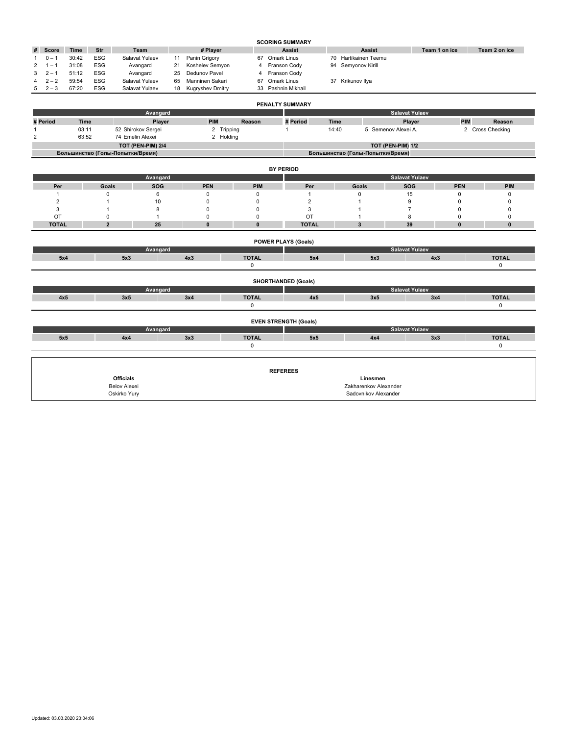## SCORING SUMMARY

| # | Score | Time | Str | Team | # Player | Assist | Assist | Team 1 on ice | Team 2 on ice |
|---|---|---|---|---|---|---|---|---|---|
| 1 | 0 – 1 | 30:42 | ESG | Salavat Yulaev | 11 Panin Grigory | 67 Omark Linus | 70 Hartikainen Teemu | | |
| 2 | 1 – 1 | 31:08 | ESG | Avangard | 21 Koshelev Semyon | 4 Franson Cody | 94 Semyonov Kirill | | |
| 3 | 2 – 1 | 51:12 | ESG | Avangard | 25 Dedunov Pavel | 4 Franson Cody | | | |
| 4 | 2 – 2 | 59:54 | ESG | Salavat Yulaev | 65 Manninen Sakari | 67 Omark Linus | 37 Krikunov Ilya | | |
| 5 | 2 – 3 | 67:20 | ESG | Salavat Yulaev | 18 Kugryshev Dmitry | 33 Pashnin Mikhail | | | |

## PENALTY SUMMARY

| Avangard | | | | | Salavat Yulaev | | | | |
|---|---|---|---|---|---|---|---|---|---|
| # Period | Time | Player | PIM | Reason | # Period | Time | Player | PIM | Reason |
| 1 | 03:11 | 52 Shirokov Sergei | 2 | Tripping | 1 | 14:40 | 5 Semenov Alexei A. | 2 | Cross Checking |
| 2 | 63:52 | 74 Emelin Alexei | 2 | Holding | | | | | |
| TOT (PEN-PIM) 2/4 | | | | | TOT (PEN-PIM) 1/2 | | | | |
| Большинство (Голы-Попытки/Время) | | | | | Большинство (Голы-Попытки/Время) | | | | |

## BY PERIOD

| Avangard | | | | | Salavat Yulaev | | | | |
|---|---|---|---|---|---|---|---|---|---|
| Per | Goals | SOG | PEN | PIM | Per | Goals | SOG | PEN | PIM |
| 1 | 0 | 6 | 0 | 0 | 1 | 0 | 15 | 0 | 0 |
| 2 | 1 | 10 | 0 | 0 | 2 | 1 | 9 | 0 | 0 |
| 3 | 1 | 8 | 0 | 0 | 3 | 1 | 7 | 0 | 0 |
| OT | 0 | 1 | 0 | 0 | OT | 1 | 8 | 0 | 0 |
| **TOTAL** | **2** | **25** | **0** | **0** | **TOTAL** | **3** | **39** | **0** | **0** |

## POWER PLAYS (Goals)

| Avangard | | | | Salavat Yulaev | | | |
|---|---|---|---|---|---|---|---|
| 5x4 | 5x3 | 4x3 | TOTAL | 5x4 | 5x3 | 4x3 | TOTAL |
| | | | 0 | | | | 0 |

## SHORTHANDED (Goals)

| Avangard | | | | Salavat Yulaev | | | |
|---|---|---|---|---|---|---|---|
| 4x5 | 3x5 | 3x4 | TOTAL | 4x5 | 3x5 | 3x4 | TOTAL |
| | | | 0 | | | | 0 |

## EVEN STRENGTH (Goals)

| Avangard | | | | Salavat Yulaev | | | |
|---|---|---|---|---|---|---|---|
| 5x5 | 4x4 | 3x3 | TOTAL | 5x5 | 4x4 | 3x3 | TOTAL |
| | | | 0 | | | | 0 |

## REFEREES

| Officials | Linesmen |
|---|---|
| Belov Alexei | Zakharenkov Alexander |
| Oskirko Yury | Sadovnikov Alexander |

Updated: 03.03.2020 23:04:06